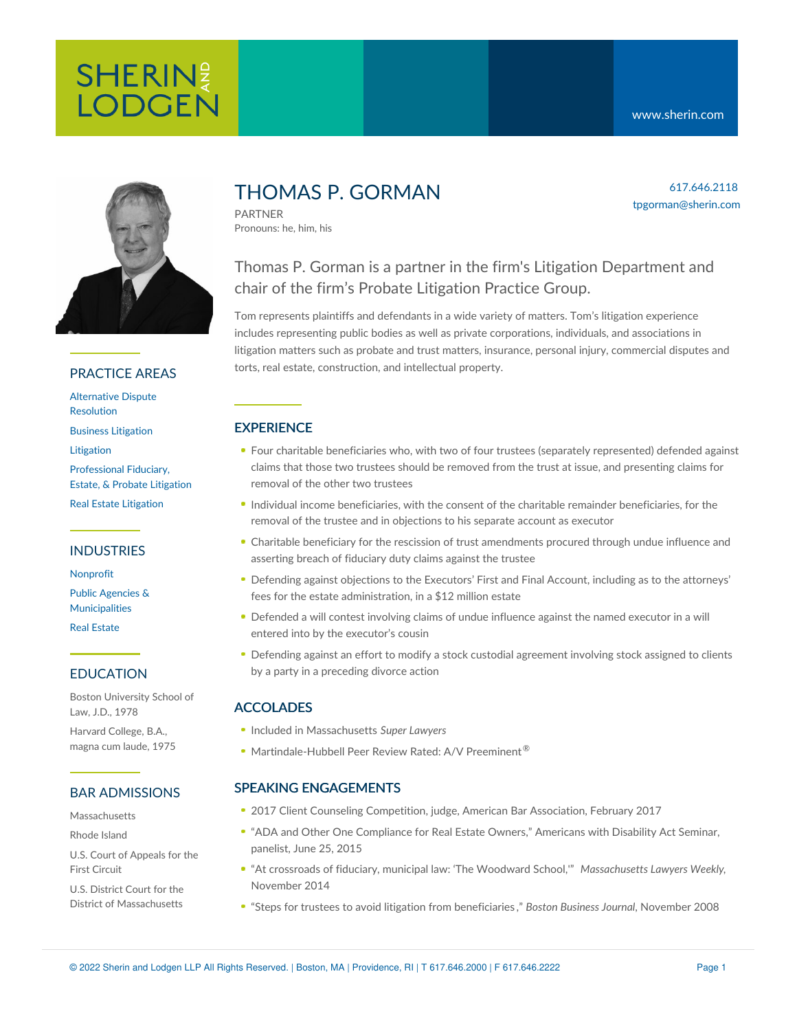SHERIN AND LODGEN

www.sherin.com

# THOMAS P. GORMAN

PARTNER
Pronouns: he, him, his

617.646.2118
tpgorman@sherin.com

Thomas P. Gorman is a partner in the firm's Litigation Department and chair of the firm's Probate Litigation Practice Group.

Tom represents plaintiffs and defendants in a wide variety of matters. Tom's litigation experience includes representing public bodies as well as private corporations, individuals, and associations in litigation matters such as probate and trust matters, insurance, personal injury, commercial disputes and torts, real estate, construction, and intellectual property.

## EXPERIENCE

- Four charitable beneficiaries who, with two of four trustees (separately represented) defended against claims that those two trustees should be removed from the trust at issue, and presenting claims for removal of the other two trustees
- Individual income beneficiaries, with the consent of the charitable remainder beneficiaries, for the removal of the trustee and in objections to his separate account as executor
- Charitable beneficiary for the rescission of trust amendments procured through undue influence and asserting breach of fiduciary duty claims against the trustee
- Defending against objections to the Executors' First and Final Account, including as to the attorneys' fees for the estate administration, in a $12 million estate
- Defended a will contest involving claims of undue influence against the named executor in a will entered into by the executor's cousin
- Defending against an effort to modify a stock custodial agreement involving stock assigned to clients by a party in a preceding divorce action

## ACCOLADES

- Included in Massachusetts *Super Lawyers*
- Martindale-Hubbell Peer Review Rated: A/V Preeminent®

## SPEAKING ENGAGEMENTS

- 2017 Client Counseling Competition, judge, American Bar Association, February 2017
- "ADA and Other One Compliance for Real Estate Owners," Americans with Disability Act Seminar, panelist, June 25, 2015
- "At crossroads of fiduciary, municipal law: 'The Woodward School,'" *Massachusetts Lawyers Weekly*, November 2014
- "Steps for trustees to avoid litigation from beneficiaries," *Boston Business Journal*, November 2008

## PRACTICE AREAS

- Alternative Dispute Resolution
- Business Litigation
- Litigation
- Professional Fiduciary, Estate, & Probate Litigation
- Real Estate Litigation

## INDUSTRIES

- Nonprofit
- Public Agencies & Municipalities
- Real Estate

## EDUCATION

Boston University School of Law, J.D., 1978

Harvard College, B.A., magna cum laude, 1975

## BAR ADMISSIONS

Massachusetts

Rhode Island

U.S. Court of Appeals for the First Circuit

U.S. District Court for the District of Massachusetts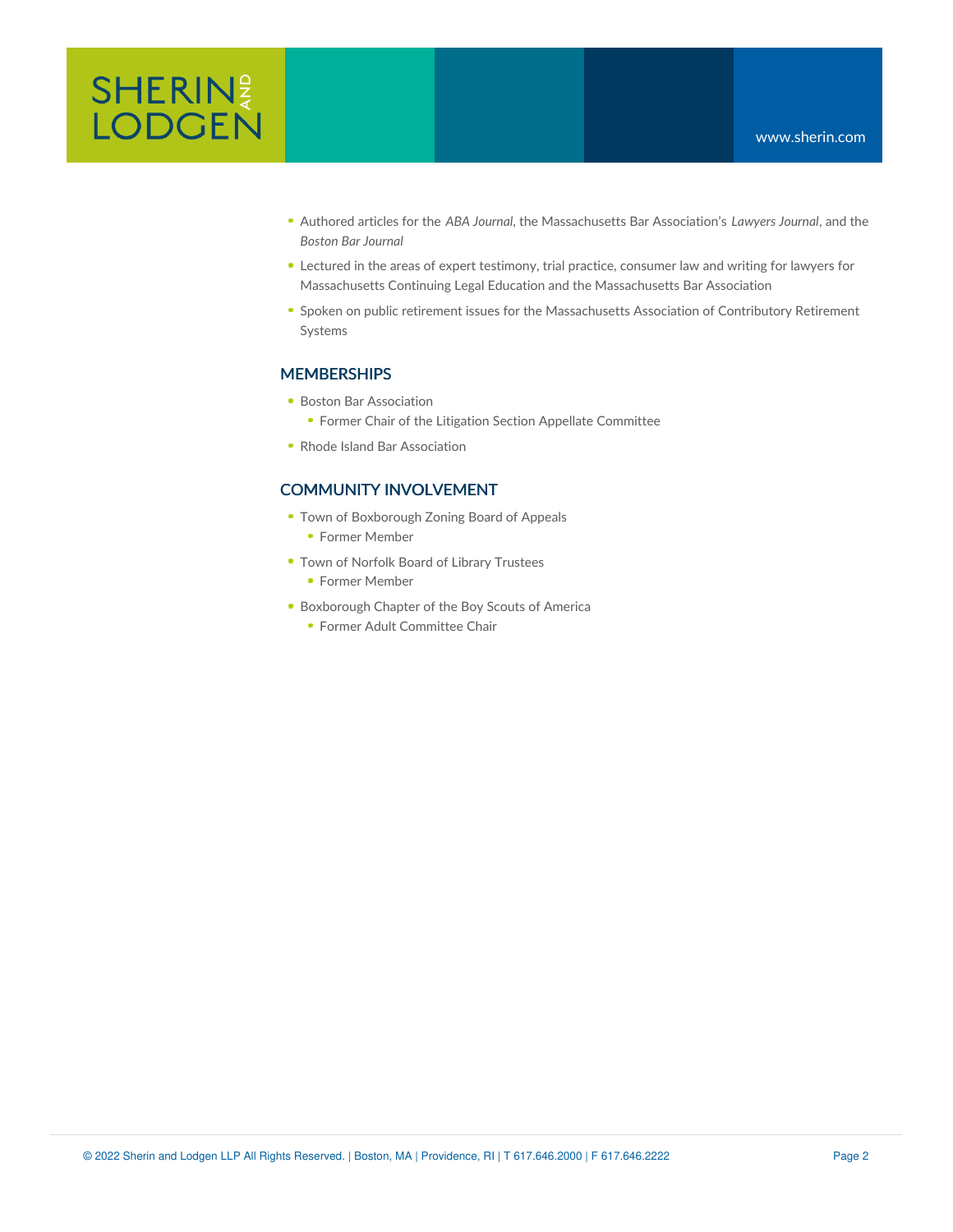- Authored articles for the *ABA Journal*, the Massachusetts Bar Association's *Lawyers Journal*, and the *Boston Bar Journal*
- Lectured in the areas of expert testimony, trial practice, consumer law and writing for lawyers for Massachusetts Continuing Legal Education and the Massachusetts Bar Association
- Spoken on public retirement issues for the Massachusetts Association of Contributory Retirement Systems

## MEMBERSHIPS

- Boston Bar Association
  - Former Chair of the Litigation Section Appellate Committee
- Rhode Island Bar Association

## COMMUNITY INVOLVEMENT

- Town of Boxborough Zoning Board of Appeals
  - Former Member
- Town of Norfolk Board of Library Trustees
  - Former Member
- Boxborough Chapter of the Boy Scouts of America
  - Former Adult Committee Chair